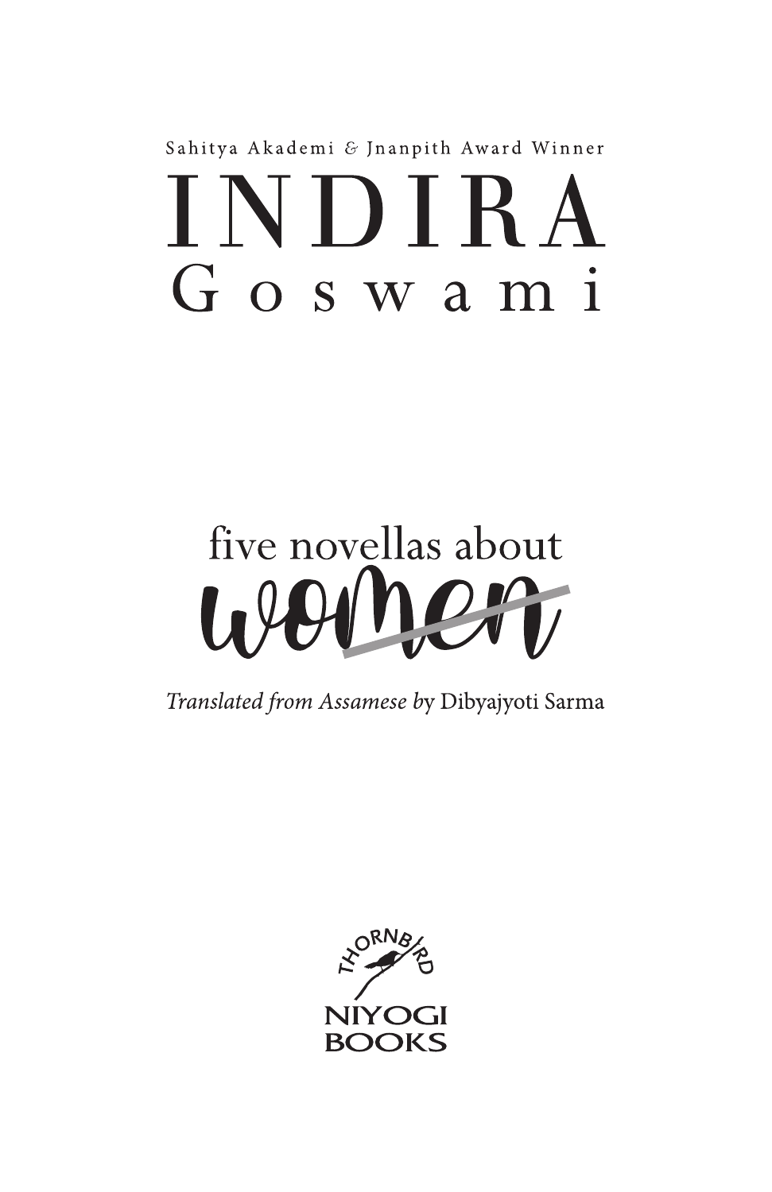Sahitya Akademi & Jnanpith Award Winner

# INDIRA Goswami

## five novellas about women

*Translated from Assamese by* Dibyajyoti Sarma

THORNBIRD

NIYOGI BOOKS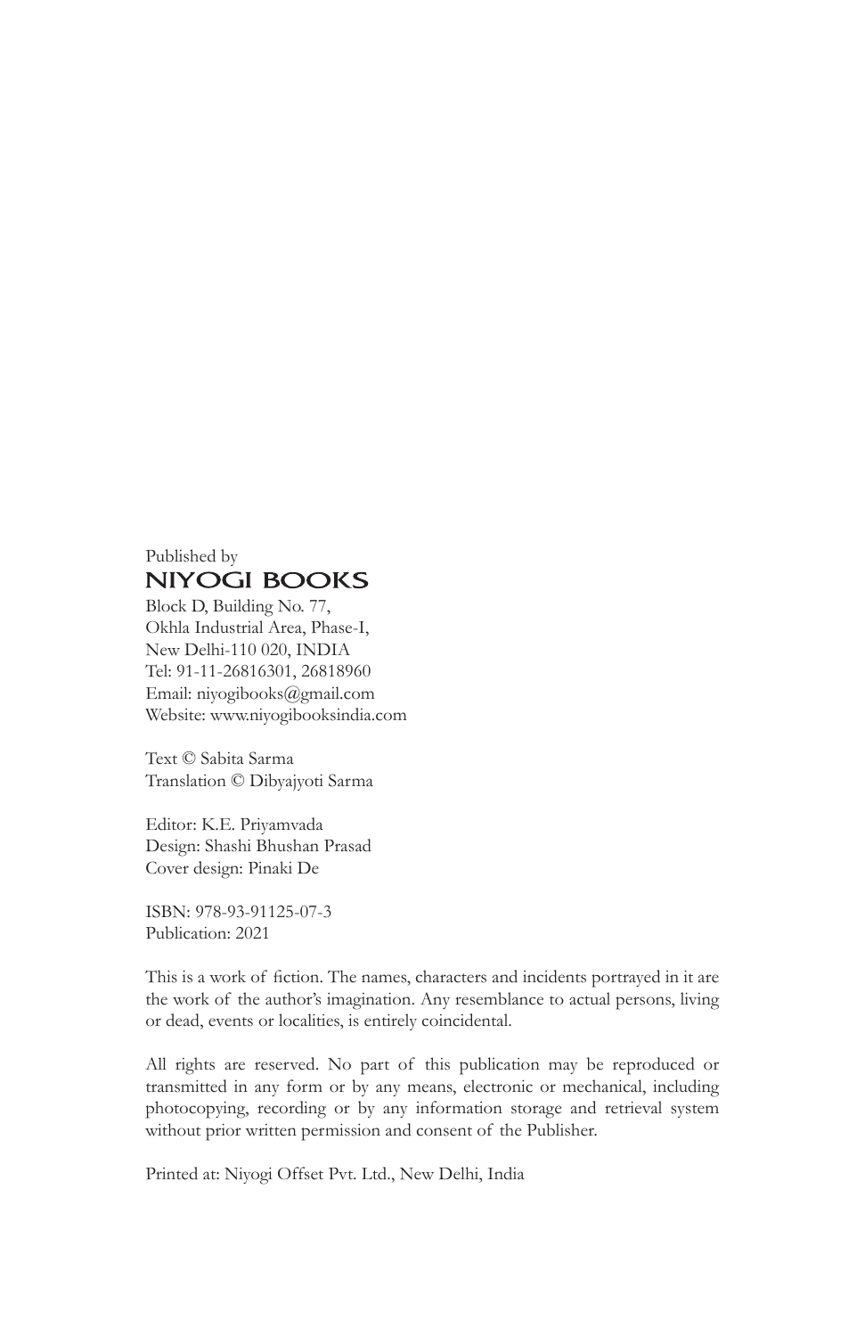Published by

**NIYOGI BOOKS**

Block D, Building No. 77,
Okhla Industrial Area, Phase-I,
New Delhi-110 020, INDIA
Tel: 91-11-26816301, 26818960
Email: niyogibooks@gmail.com
Website: www.niyogibooksindia.com

Text © Sabita Sarma
Translation © Dibyajyoti Sarma

Editor: K.E. Priyamvada
Design: Shashi Bhushan Prasad
Cover design: Pinaki De

ISBN: 978-93-91125-07-3
Publication: 2021

This is a work of fiction. The names, characters and incidents portrayed in it are the work of the author's imagination. Any resemblance to actual persons, living or dead, events or localities, is entirely coincidental.

All rights are reserved. No part of this publication may be reproduced or transmitted in any form or by any means, electronic or mechanical, including photocopying, recording or by any information storage and retrieval system without prior written permission and consent of the Publisher.

Printed at: Niyogi Offset Pvt. Ltd., New Delhi, India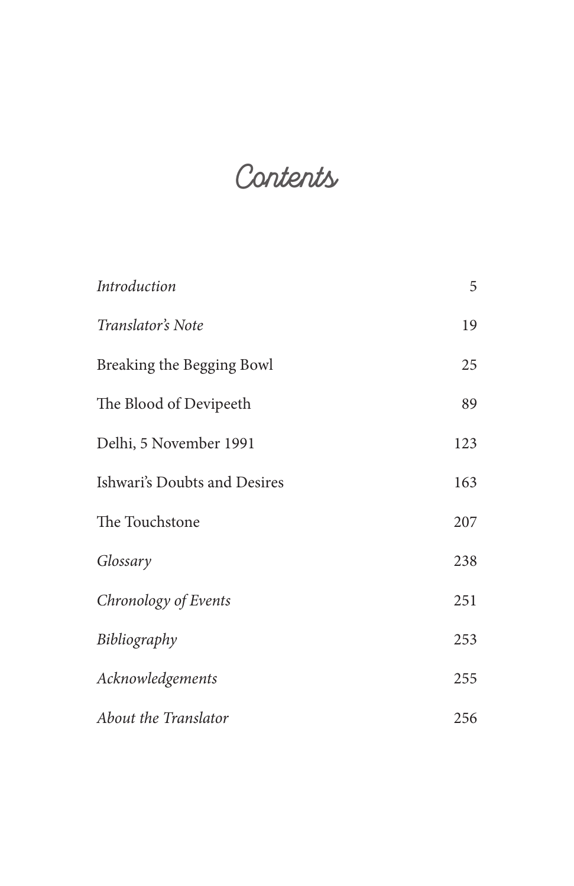# Contents

| | |
|---|---|
| *Introduction* | 5 |
| *Translator's Note* | 19 |
| Breaking the Begging Bowl | 25 |
| The Blood of Devipeeth | 89 |
| Delhi, 5 November 1991 | 123 |
| Ishwari's Doubts and Desires | 163 |
| The Touchstone | 207 |
| *Glossary* | 238 |
| *Chronology of Events* | 251 |
| *Bibliography* | 253 |
| *Acknowledgements* | 255 |
| *About the Translator* | 256 |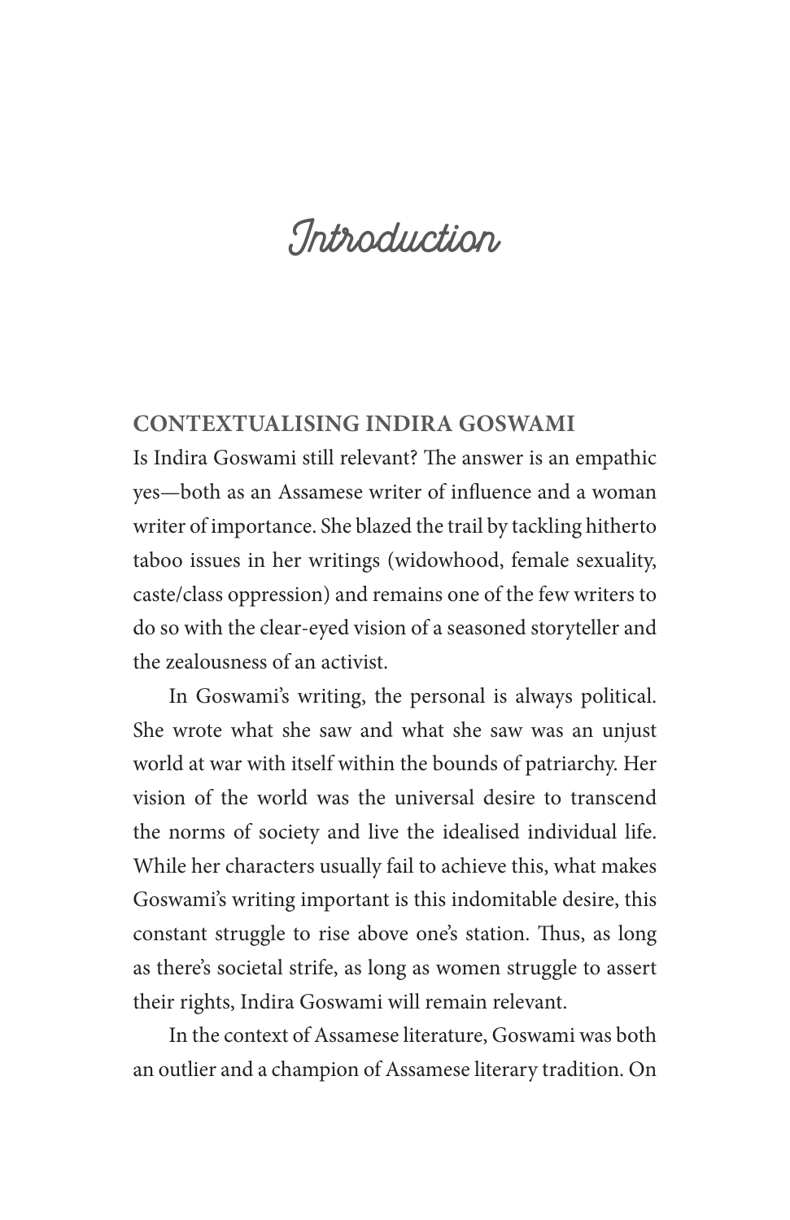# Introduction

## CONTEXTUALISING INDIRA GOSWAMI

Is Indira Goswami still relevant? The answer is an empathic yes—both as an Assamese writer of influence and a woman writer of importance. She blazed the trail by tackling hitherto taboo issues in her writings (widowhood, female sexuality, caste/class oppression) and remains one of the few writers to do so with the clear-eyed vision of a seasoned storyteller and the zealousness of an activist.

In Goswami's writing, the personal is always political. She wrote what she saw and what she saw was an unjust world at war with itself within the bounds of patriarchy. Her vision of the world was the universal desire to transcend the norms of society and live the idealised individual life. While her characters usually fail to achieve this, what makes Goswami's writing important is this indomitable desire, this constant struggle to rise above one's station. Thus, as long as there's societal strife, as long as women struggle to assert their rights, Indira Goswami will remain relevant.

In the context of Assamese literature, Goswami was both an outlier and a champion of Assamese literary tradition. On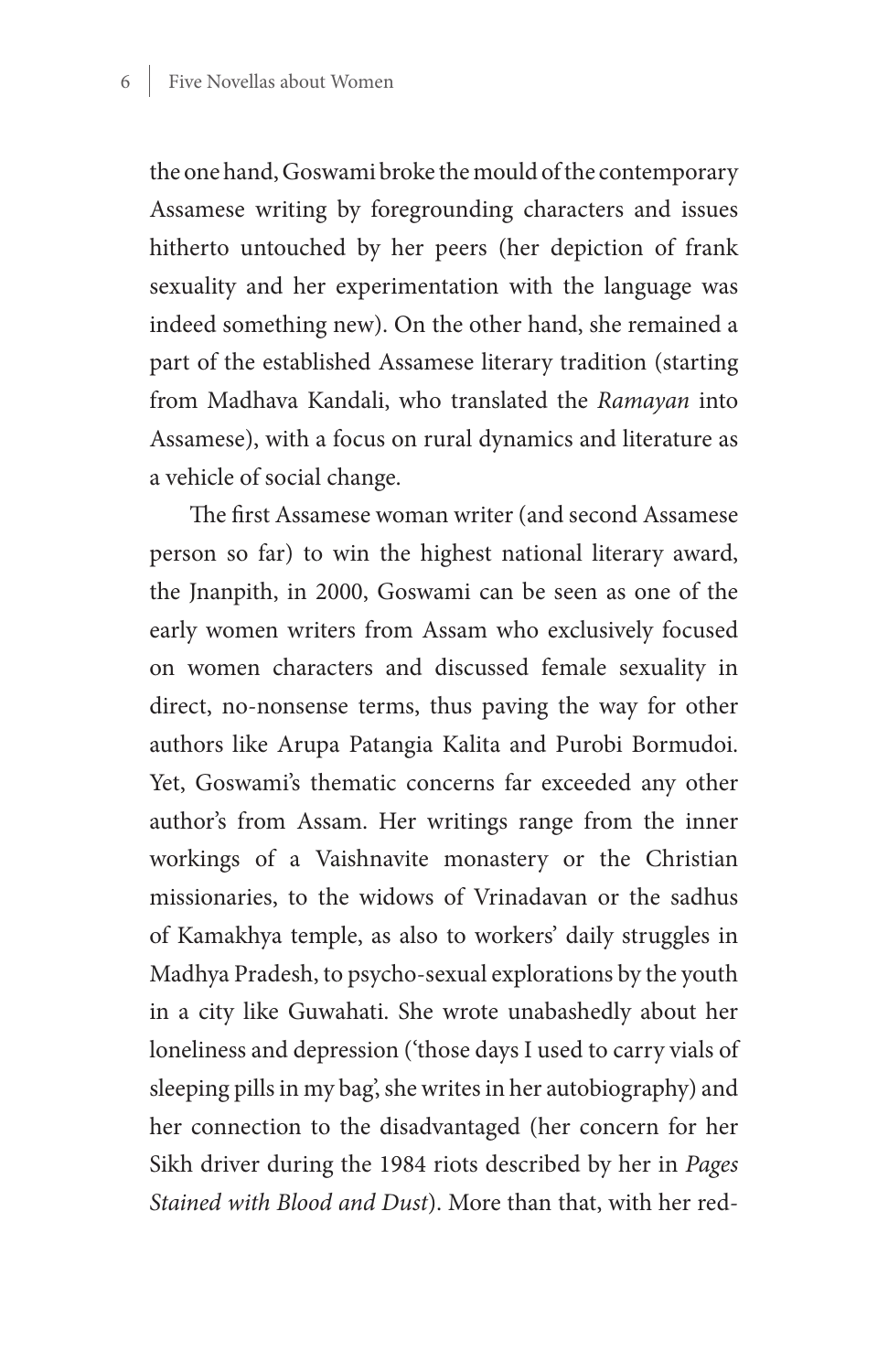the one hand, Goswami broke the mould of the contemporary Assamese writing by foregrounding characters and issues hitherto untouched by her peers (her depiction of frank sexuality and her experimentation with the language was indeed something new). On the other hand, she remained a part of the established Assamese literary tradition (starting from Madhava Kandali, who translated the *Ramayan* into Assamese), with a focus on rural dynamics and literature as a vehicle of social change.

The first Assamese woman writer (and second Assamese person so far) to win the highest national literary award, the Jnanpith, in 2000, Goswami can be seen as one of the early women writers from Assam who exclusively focused on women characters and discussed female sexuality in direct, no-nonsense terms, thus paving the way for other authors like Arupa Patangia Kalita and Purobi Bormudoi. Yet, Goswami's thematic concerns far exceeded any other author's from Assam. Her writings range from the inner workings of a Vaishnavite monastery or the Christian missionaries, to the widows of Vrinadavan or the sadhus of Kamakhya temple, as also to workers' daily struggles in Madhya Pradesh, to psycho-sexual explorations by the youth in a city like Guwahati. She wrote unabashedly about her loneliness and depression ('those days I used to carry vials of sleeping pills in my bag', she writes in her autobiography) and her connection to the disadvantaged (her concern for her Sikh driver during the 1984 riots described by her in *Pages Stained with Blood and Dust*). More than that, with her red-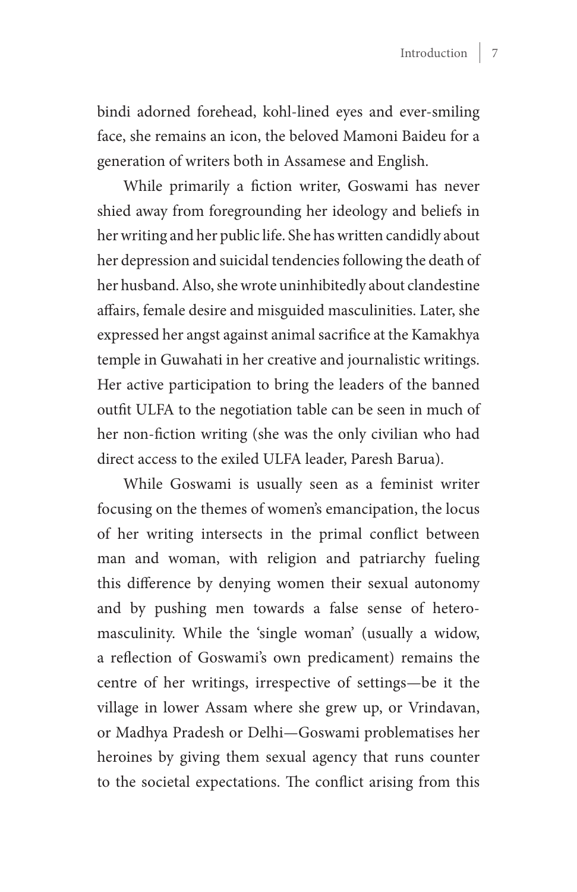bindi adorned forehead, kohl-lined eyes and ever-smiling face, she remains an icon, the beloved Mamoni Baideu for a generation of writers both in Assamese and English.

While primarily a fiction writer, Goswami has never shied away from foregrounding her ideology and beliefs in her writing and her public life. She has written candidly about her depression and suicidal tendencies following the death of her husband. Also, she wrote uninhibitedly about clandestine affairs, female desire and misguided masculinities. Later, she expressed her angst against animal sacrifice at the Kamakhya temple in Guwahati in her creative and journalistic writings. Her active participation to bring the leaders of the banned outfit ULFA to the negotiation table can be seen in much of her non-fiction writing (she was the only civilian who had direct access to the exiled ULFA leader, Paresh Barua).

While Goswami is usually seen as a feminist writer focusing on the themes of women's emancipation, the locus of her writing intersects in the primal conflict between man and woman, with religion and patriarchy fueling this difference by denying women their sexual autonomy and by pushing men towards a false sense of hetero-masculinity. While the 'single woman' (usually a widow, a reflection of Goswami's own predicament) remains the centre of her writings, irrespective of settings—be it the village in lower Assam where she grew up, or Vrindavan, or Madhya Pradesh or Delhi—Goswami problematises her heroines by giving them sexual agency that runs counter to the societal expectations. The conflict arising from this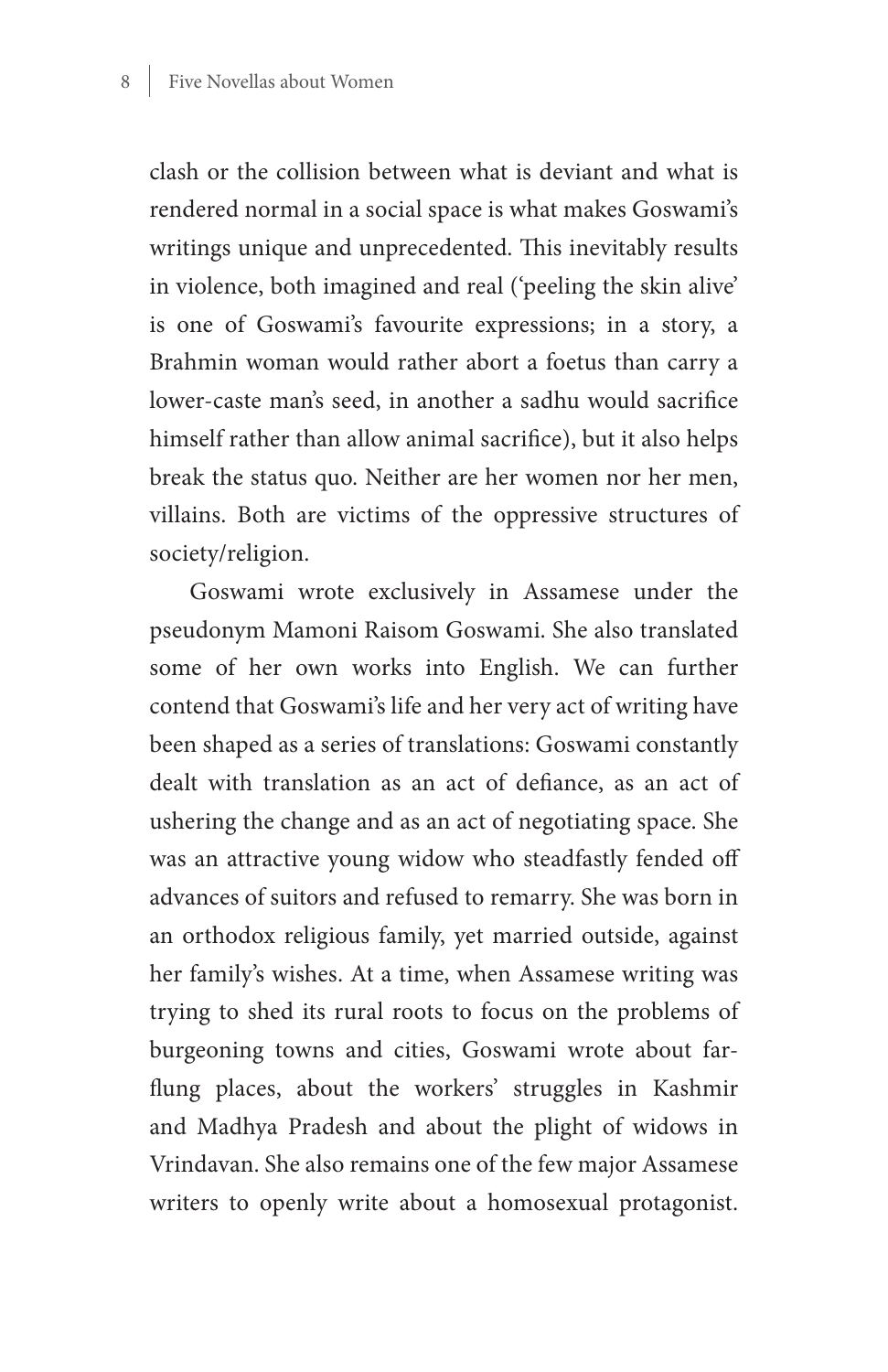clash or the collision between what is deviant and what is rendered normal in a social space is what makes Goswami's writings unique and unprecedented. This inevitably results in violence, both imagined and real ('peeling the skin alive' is one of Goswami's favourite expressions; in a story, a Brahmin woman would rather abort a foetus than carry a lower-caste man's seed, in another a sadhu would sacrifice himself rather than allow animal sacrifice), but it also helps break the status quo. Neither are her women nor her men, villains. Both are victims of the oppressive structures of society/religion.

Goswami wrote exclusively in Assamese under the pseudonym Mamoni Raisom Goswami. She also translated some of her own works into English. We can further contend that Goswami's life and her very act of writing have been shaped as a series of translations: Goswami constantly dealt with translation as an act of defiance, as an act of ushering the change and as an act of negotiating space. She was an attractive young widow who steadfastly fended off advances of suitors and refused to remarry. She was born in an orthodox religious family, yet married outside, against her family's wishes. At a time, when Assamese writing was trying to shed its rural roots to focus on the problems of burgeoning towns and cities, Goswami wrote about far-flung places, about the workers' struggles in Kashmir and Madhya Pradesh and about the plight of widows in Vrindavan. She also remains one of the few major Assamese writers to openly write about a homosexual protagonist.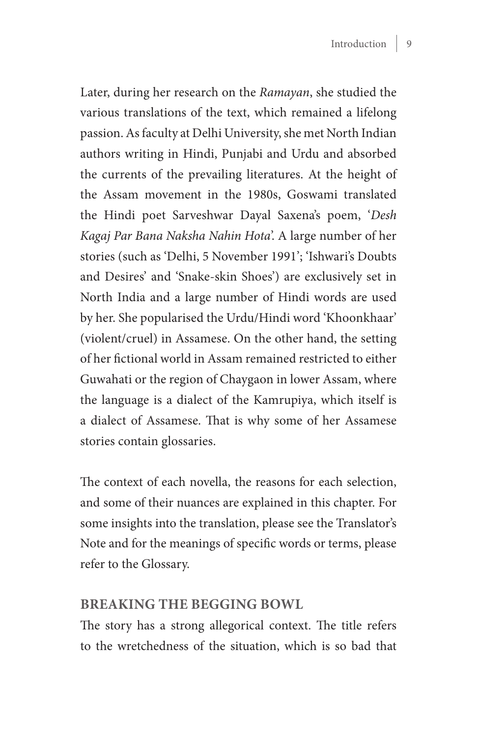Later, during her research on the *Ramayan*, she studied the various translations of the text, which remained a lifelong passion. As faculty at Delhi University, she met North Indian authors writing in Hindi, Punjabi and Urdu and absorbed the currents of the prevailing literatures. At the height of the Assam movement in the 1980s, Goswami translated the Hindi poet Sarveshwar Dayal Saxena's poem, '*Desh Kagaj Par Bana Naksha Nahin Hota*'. A large number of her stories (such as 'Delhi, 5 November 1991'; 'Ishwari's Doubts and Desires' and 'Snake-skin Shoes') are exclusively set in North India and a large number of Hindi words are used by her. She popularised the Urdu/Hindi word 'Khoonkhaar' (violent/cruel) in Assamese. On the other hand, the setting of her fictional world in Assam remained restricted to either Guwahati or the region of Chaygaon in lower Assam, where the language is a dialect of the Kamrupiya, which itself is a dialect of Assamese. That is why some of her Assamese stories contain glossaries.

The context of each novella, the reasons for each selection, and some of their nuances are explained in this chapter. For some insights into the translation, please see the Translator's Note and for the meanings of specific words or terms, please refer to the Glossary.

## BREAKING THE BEGGING BOWL

The story has a strong allegorical context. The title refers to the wretchedness of the situation, which is so bad that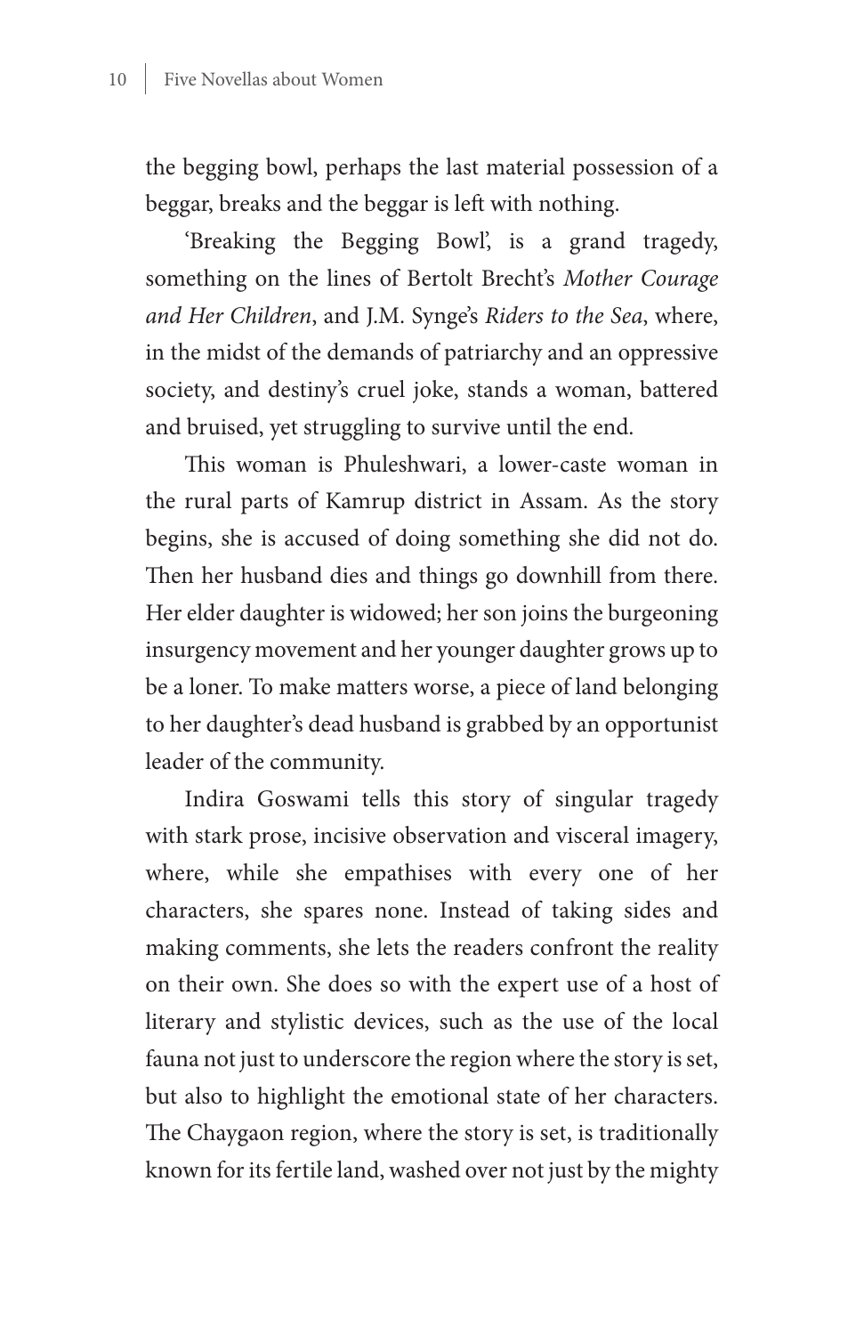the begging bowl, perhaps the last material possession of a beggar, breaks and the beggar is left with nothing.

'Breaking the Begging Bowl', is a grand tragedy, something on the lines of Bertolt Brecht's *Mother Courage and Her Children*, and J.M. Synge's *Riders to the Sea*, where, in the midst of the demands of patriarchy and an oppressive society, and destiny's cruel joke, stands a woman, battered and bruised, yet struggling to survive until the end.

This woman is Phuleshwari, a lower-caste woman in the rural parts of Kamrup district in Assam. As the story begins, she is accused of doing something she did not do. Then her husband dies and things go downhill from there. Her elder daughter is widowed; her son joins the burgeoning insurgency movement and her younger daughter grows up to be a loner. To make matters worse, a piece of land belonging to her daughter's dead husband is grabbed by an opportunist leader of the community.

Indira Goswami tells this story of singular tragedy with stark prose, incisive observation and visceral imagery, where, while she empathises with every one of her characters, she spares none. Instead of taking sides and making comments, she lets the readers confront the reality on their own. She does so with the expert use of a host of literary and stylistic devices, such as the use of the local fauna not just to underscore the region where the story is set, but also to highlight the emotional state of her characters. The Chaygaon region, where the story is set, is traditionally known for its fertile land, washed over not just by the mighty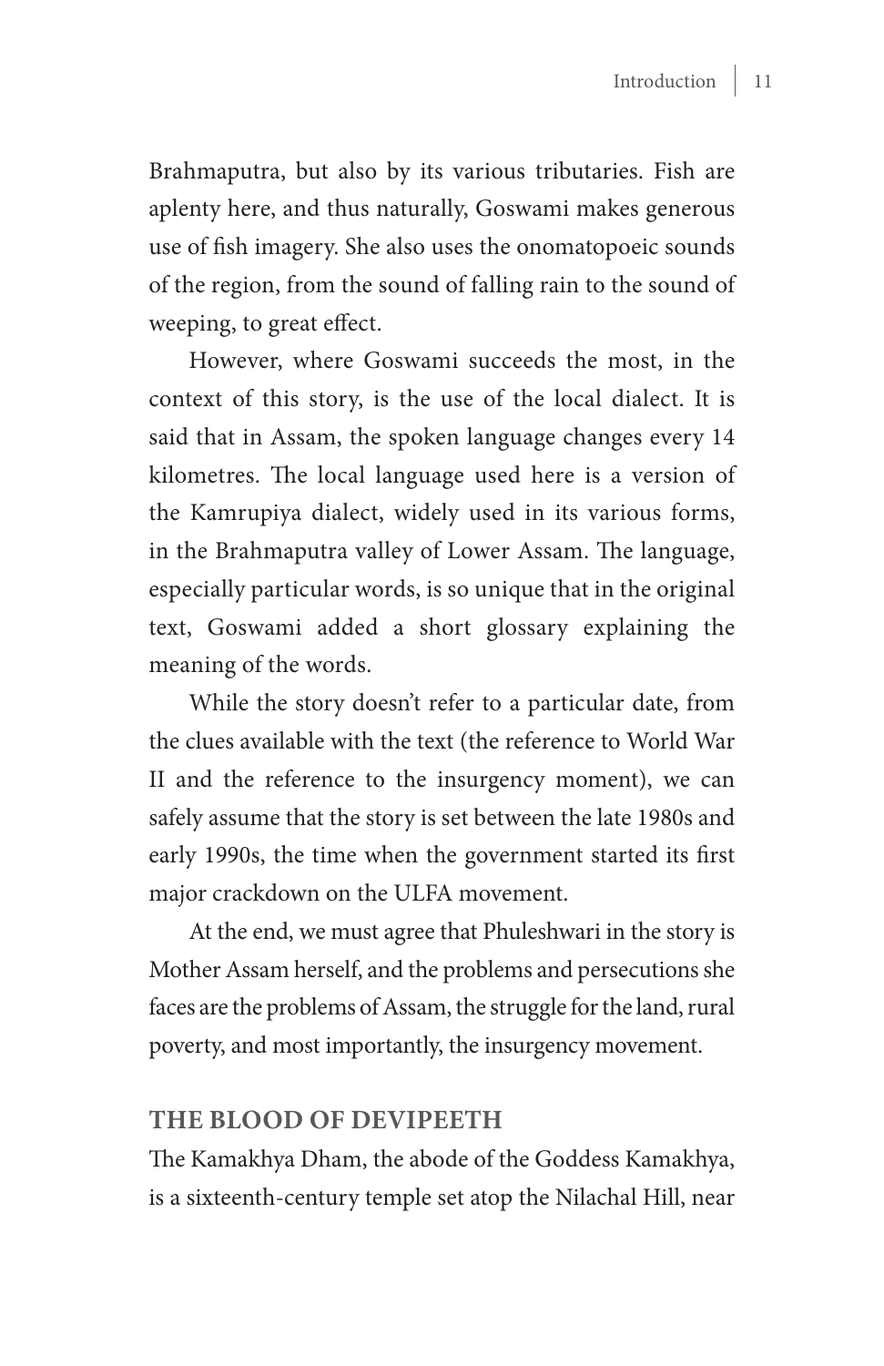Brahmaputra, but also by its various tributaries. Fish are aplenty here, and thus naturally, Goswami makes generous use of fish imagery. She also uses the onomatopoeic sounds of the region, from the sound of falling rain to the sound of weeping, to great effect.

However, where Goswami succeeds the most, in the context of this story, is the use of the local dialect. It is said that in Assam, the spoken language changes every 14 kilometres. The local language used here is a version of the Kamrupiya dialect, widely used in its various forms, in the Brahmaputra valley of Lower Assam. The language, especially particular words, is so unique that in the original text, Goswami added a short glossary explaining the meaning of the words.

While the story doesn't refer to a particular date, from the clues available with the text (the reference to World War II and the reference to the insurgency moment), we can safely assume that the story is set between the late 1980s and early 1990s, the time when the government started its first major crackdown on the ULFA movement.

At the end, we must agree that Phuleshwari in the story is Mother Assam herself, and the problems and persecutions she faces are the problems of Assam, the struggle for the land, rural poverty, and most importantly, the insurgency movement.

## THE BLOOD OF DEVIPEETH

The Kamakhya Dham, the abode of the Goddess Kamakhya, is a sixteenth-century temple set atop the Nilachal Hill, near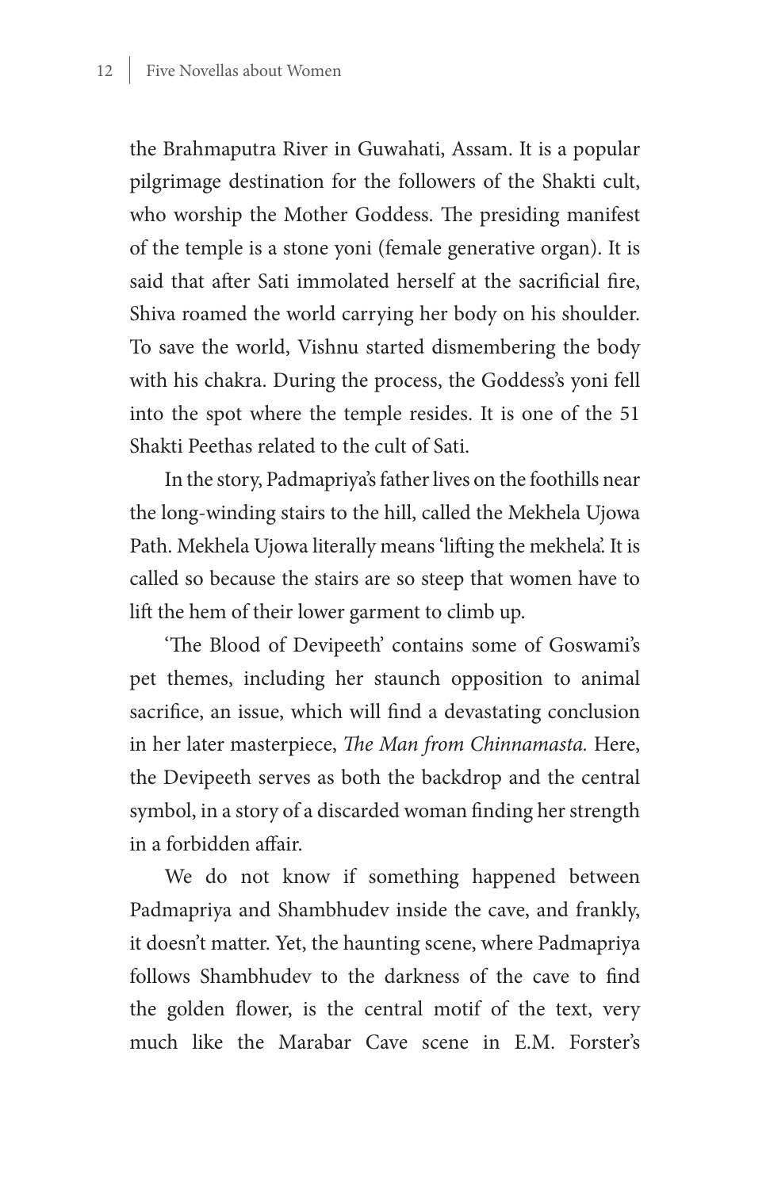the Brahmaputra River in Guwahati, Assam. It is a popular pilgrimage destination for the followers of the Shakti cult, who worship the Mother Goddess. The presiding manifest of the temple is a stone yoni (female generative organ). It is said that after Sati immolated herself at the sacrificial fire, Shiva roamed the world carrying her body on his shoulder. To save the world, Vishnu started dismembering the body with his chakra. During the process, the Goddess's yoni fell into the spot where the temple resides. It is one of the 51 Shakti Peethas related to the cult of Sati.

In the story, Padmapriya's father lives on the foothills near the long-winding stairs to the hill, called the Mekhela Ujowa Path. Mekhela Ujowa literally means 'lifting the mekhela'. It is called so because the stairs are so steep that women have to lift the hem of their lower garment to climb up.

'The Blood of Devipeeth' contains some of Goswami's pet themes, including her staunch opposition to animal sacrifice, an issue, which will find a devastating conclusion in her later masterpiece, *The Man from Chinnamasta.* Here, the Devipeeth serves as both the backdrop and the central symbol, in a story of a discarded woman finding her strength in a forbidden affair.

We do not know if something happened between Padmapriya and Shambhudev inside the cave, and frankly, it doesn't matter. Yet, the haunting scene, where Padmapriya follows Shambhudev to the darkness of the cave to find the golden flower, is the central motif of the text, very much like the Marabar Cave scene in E.M. Forster's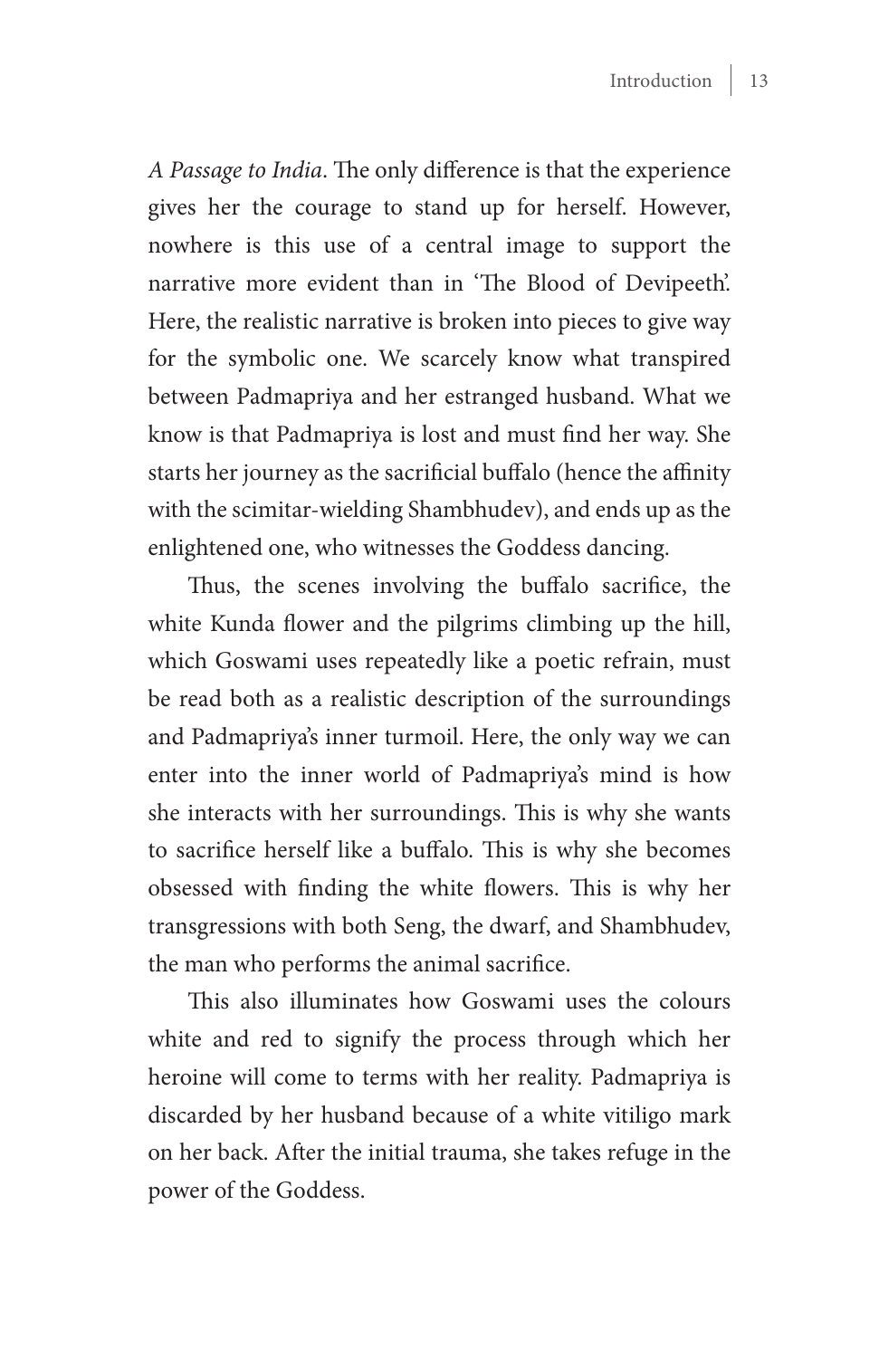*A Passage to India*. The only difference is that the experience gives her the courage to stand up for herself. However, nowhere is this use of a central image to support the narrative more evident than in 'The Blood of Devipeeth'. Here, the realistic narrative is broken into pieces to give way for the symbolic one. We scarcely know what transpired between Padmapriya and her estranged husband. What we know is that Padmapriya is lost and must find her way. She starts her journey as the sacrificial buffalo (hence the affinity with the scimitar-wielding Shambhudev), and ends up as the enlightened one, who witnesses the Goddess dancing.

Thus, the scenes involving the buffalo sacrifice, the white Kunda flower and the pilgrims climbing up the hill, which Goswami uses repeatedly like a poetic refrain, must be read both as a realistic description of the surroundings and Padmapriya's inner turmoil. Here, the only way we can enter into the inner world of Padmapriya's mind is how she interacts with her surroundings. This is why she wants to sacrifice herself like a buffalo. This is why she becomes obsessed with finding the white flowers. This is why her transgressions with both Seng, the dwarf, and Shambhudev, the man who performs the animal sacrifice.

This also illuminates how Goswami uses the colours white and red to signify the process through which her heroine will come to terms with her reality. Padmapriya is discarded by her husband because of a white vitiligo mark on her back. After the initial trauma, she takes refuge in the power of the Goddess.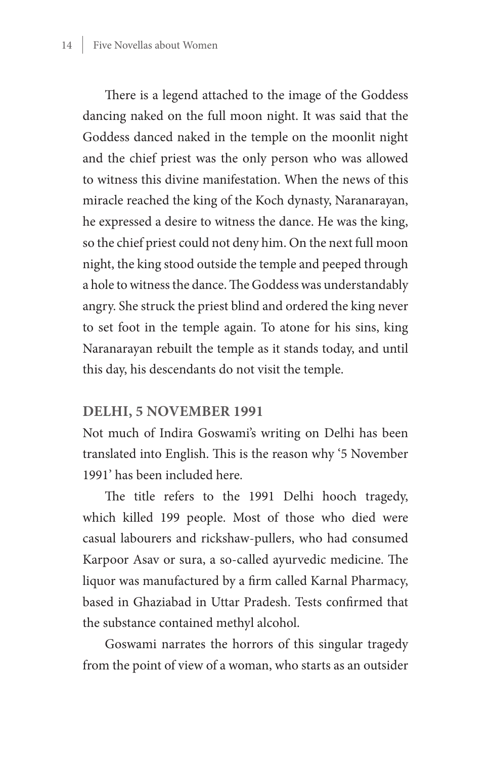There is a legend attached to the image of the Goddess dancing naked on the full moon night. It was said that the Goddess danced naked in the temple on the moonlit night and the chief priest was the only person who was allowed to witness this divine manifestation. When the news of this miracle reached the king of the Koch dynasty, Naranarayan, he expressed a desire to witness the dance. He was the king, so the chief priest could not deny him. On the next full moon night, the king stood outside the temple and peeped through a hole to witness the dance. The Goddess was understandably angry. She struck the priest blind and ordered the king never to set foot in the temple again. To atone for his sins, king Naranarayan rebuilt the temple as it stands today, and until this day, his descendants do not visit the temple.

## DELHI, 5 NOVEMBER 1991

Not much of Indira Goswami's writing on Delhi has been translated into English. This is the reason why '5 November 1991' has been included here.

The title refers to the 1991 Delhi hooch tragedy, which killed 199 people. Most of those who died were casual labourers and rickshaw-pullers, who had consumed Karpoor Asav or sura, a so-called ayurvedic medicine. The liquor was manufactured by a firm called Karnal Pharmacy, based in Ghaziabad in Uttar Pradesh. Tests confirmed that the substance contained methyl alcohol.

Goswami narrates the horrors of this singular tragedy from the point of view of a woman, who starts as an outsider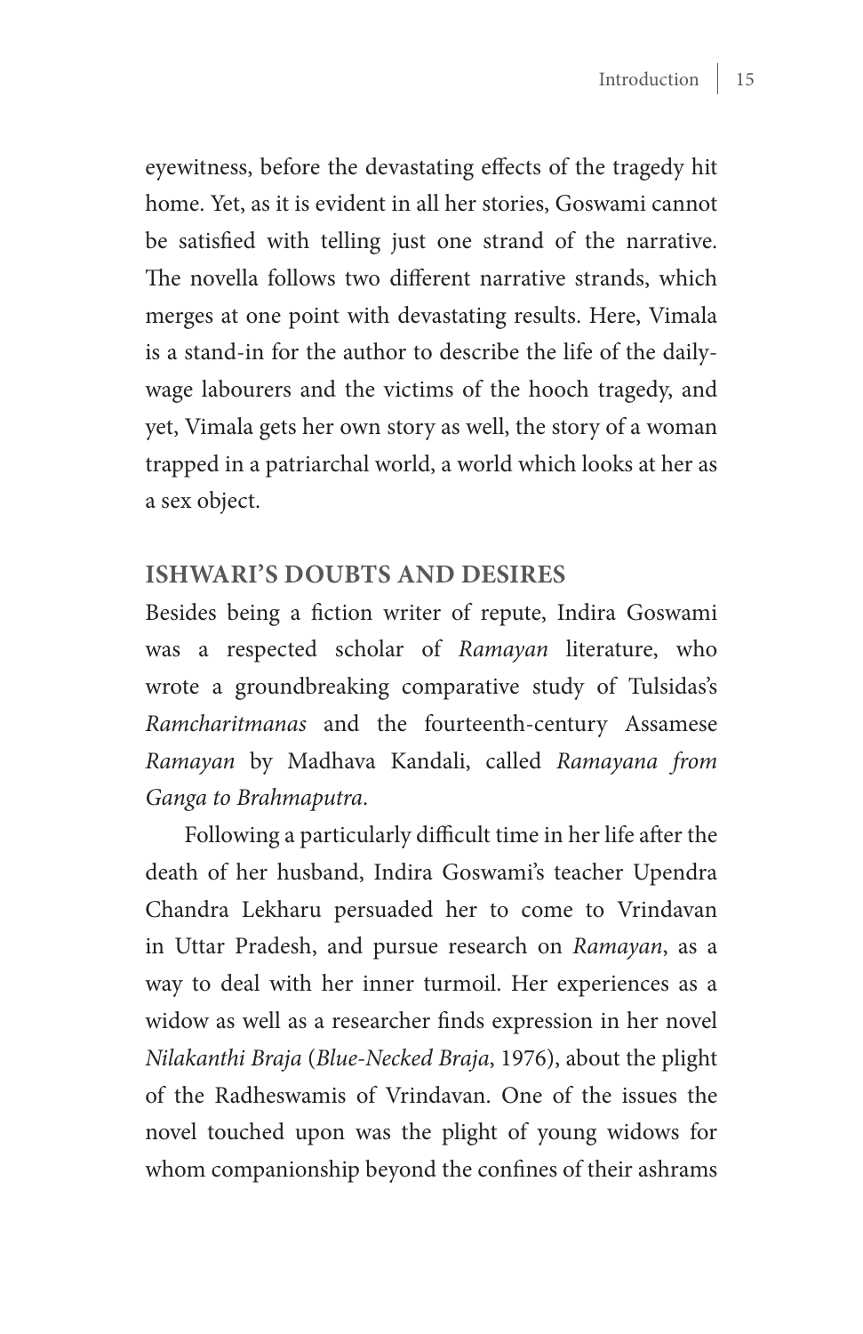eyewitness, before the devastating effects of the tragedy hit home. Yet, as it is evident in all her stories, Goswami cannot be satisfied with telling just one strand of the narrative. The novella follows two different narrative strands, which merges at one point with devastating results. Here, Vimala is a stand-in for the author to describe the life of the daily-wage labourers and the victims of the hooch tragedy, and yet, Vimala gets her own story as well, the story of a woman trapped in a patriarchal world, a world which looks at her as a sex object.

## ISHWARI'S DOUBTS AND DESIRES

Besides being a fiction writer of repute, Indira Goswami was a respected scholar of *Ramayan* literature, who wrote a groundbreaking comparative study of Tulsidas's *Ramcharitmanas* and the fourteenth-century Assamese *Ramayan* by Madhava Kandali, called *Ramayana from Ganga to Brahmaputra*.

Following a particularly difficult time in her life after the death of her husband, Indira Goswami's teacher Upendra Chandra Lekharu persuaded her to come to Vrindavan in Uttar Pradesh, and pursue research on *Ramayan*, as a way to deal with her inner turmoil. Her experiences as a widow as well as a researcher finds expression in her novel *Nilakanthi Braja* (*Blue-Necked Braja*, 1976), about the plight of the Radheswamis of Vrindavan. One of the issues the novel touched upon was the plight of young widows for whom companionship beyond the confines of their ashrams